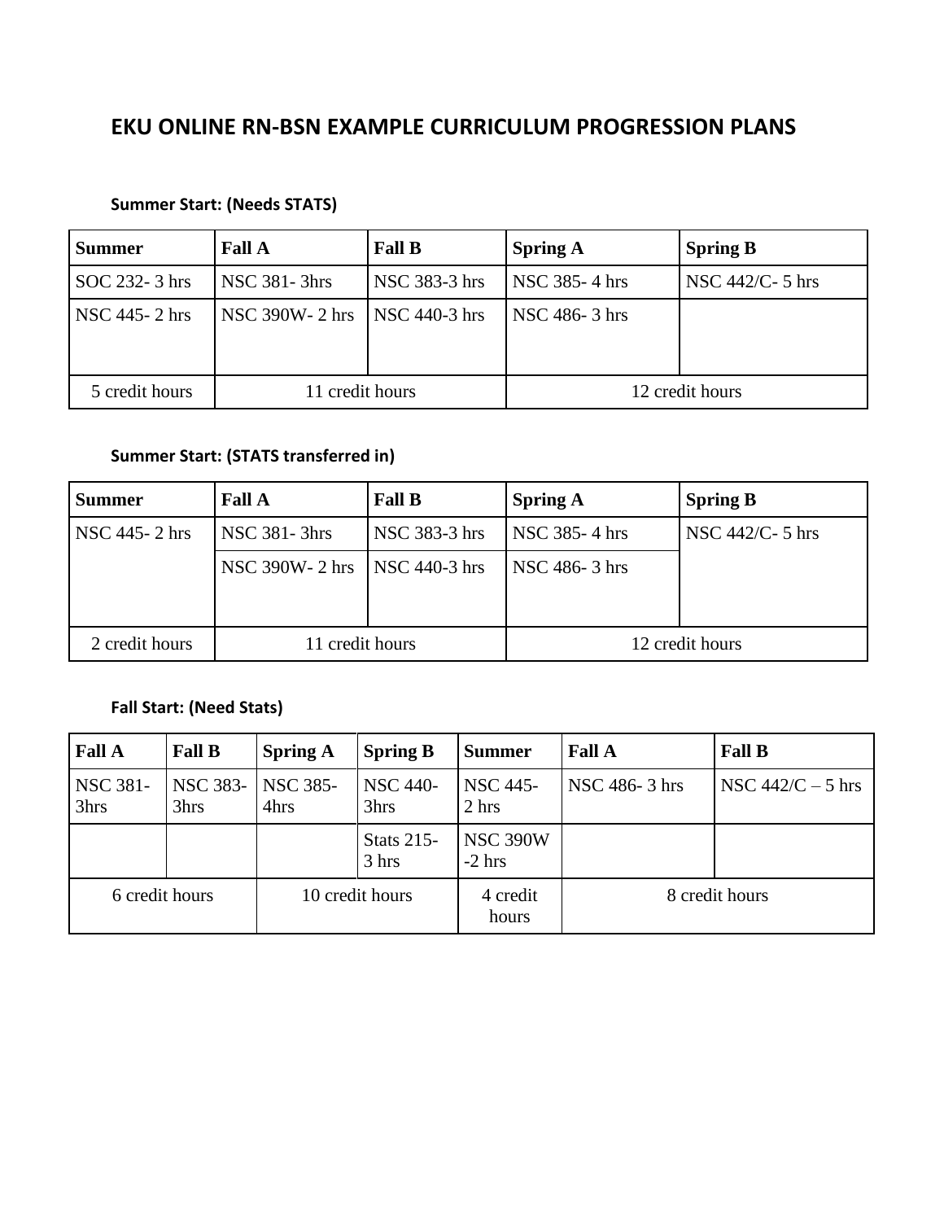# EKU ONLINE RN-BSN EXAMPLE CURRICULUM PROGRESSION PLANS

### Summer Start: (Needs STATS)

| Summer | Fall A | Fall B | Spring A | Spring B |
|---|---|---|---|---|
| SOC 232- 3 hrs | NSC 381- 3hrs | NSC 383-3 hrs | NSC 385- 4 hrs | NSC 442/C- 5 hrs |
| NSC 445- 2 hrs | NSC 390W- 2 hrs | NSC 440-3 hrs | NSC 486- 3 hrs | |
| 5 credit hours | 11 credit hours | | 12 credit hours | |

### Summer Start: (STATS transferred in)

| Summer | Fall A | Fall B | Spring A | Spring B |
|---|---|---|---|---|
| NSC 445- 2 hrs | NSC 381- 3hrs | NSC 383-3 hrs | NSC 385- 4 hrs | NSC 442/C- 5 hrs |
| | NSC 390W- 2 hrs | NSC 440-3 hrs | NSC 486- 3 hrs | |
| 2 credit hours | 11 credit hours | | 12 credit hours | |

### Fall Start: (Need Stats)

| Fall A | Fall B | Spring A | Spring B | Summer | Fall A | Fall B |
|---|---|---|---|---|---|---|
| NSC 381- 3hrs | NSC 383- 3hrs | NSC 385- 4hrs | NSC 440- 3hrs | NSC 445- 2 hrs | NSC 486- 3 hrs | NSC 442/C – 5 hrs |
| | | | Stats 215- 3 hrs | NSC 390W -2 hrs | | |
| 6 credit hours | | 10 credit hours | | 4 credit hours | 8 credit hours | |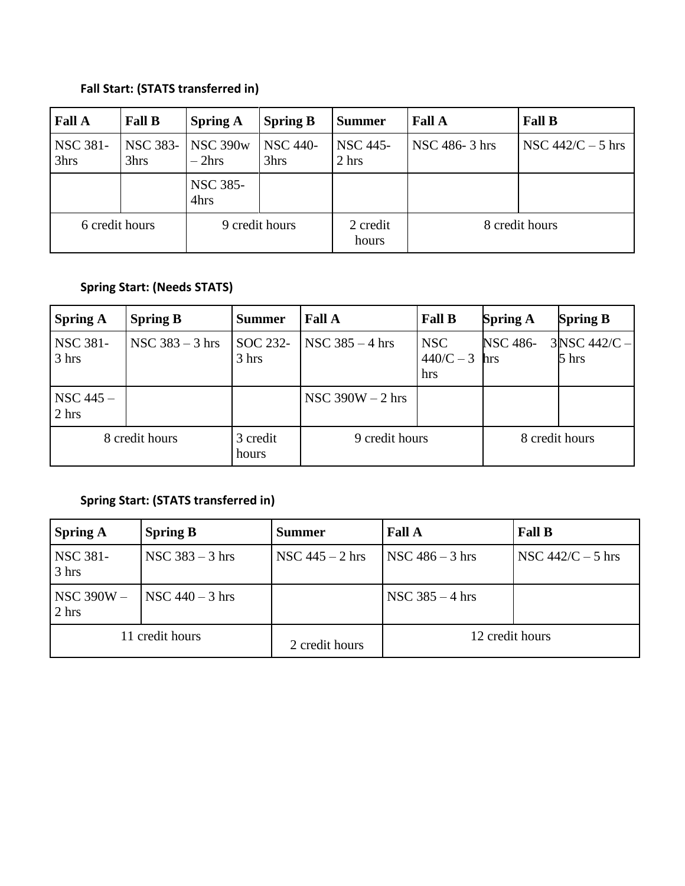**Fall Start: (STATS transferred in)**

| Fall A | Fall B | Spring A | Spring B | Summer | Fall A | Fall B |
|---|---|---|---|---|---|---|
| NSC 381- 3hrs | NSC 383- 3hrs | NSC 390w – 2hrs | NSC 440- 3hrs | NSC 445- 2 hrs | NSC 486- 3 hrs | NSC 442/C – 5 hrs |
| | | NSC 385- 4hrs | | | | |
| 6 credit hours | | 9 credit hours | | 2 credit hours | 8 credit hours | |

**Spring Start: (Needs STATS)**

| Spring A | Spring B | Summer | Fall A | Fall B | Spring A | Spring B |
|---|---|---|---|---|---|---|
| NSC 381- 3 hrs | NSC 383 – 3 hrs | SOC 232- 3 hrs | NSC 385 – 4 hrs | NSC 440/C – 3 hrs | NSC 486- 3 hrs | NSC 442/C – 5 hrs |
| NSC 445 – 2 hrs | | | NSC 390W – 2 hrs | | | |
| 8 credit hours | | 3 credit hours | 9 credit hours | | 8 credit hours | |

**Spring Start: (STATS transferred in)**

| Spring A | Spring B | Summer | Fall A | Fall B |
|---|---|---|---|---|
| NSC 381- 3 hrs | NSC 383 – 3 hrs | NSC 445 – 2 hrs | NSC 486 – 3 hrs | NSC 442/C – 5 hrs |
| NSC 390W – 2 hrs | NSC 440 – 3 hrs | | NSC 385 – 4 hrs | |
| 11 credit hours | | 2 credit hours | 12 credit hours | |